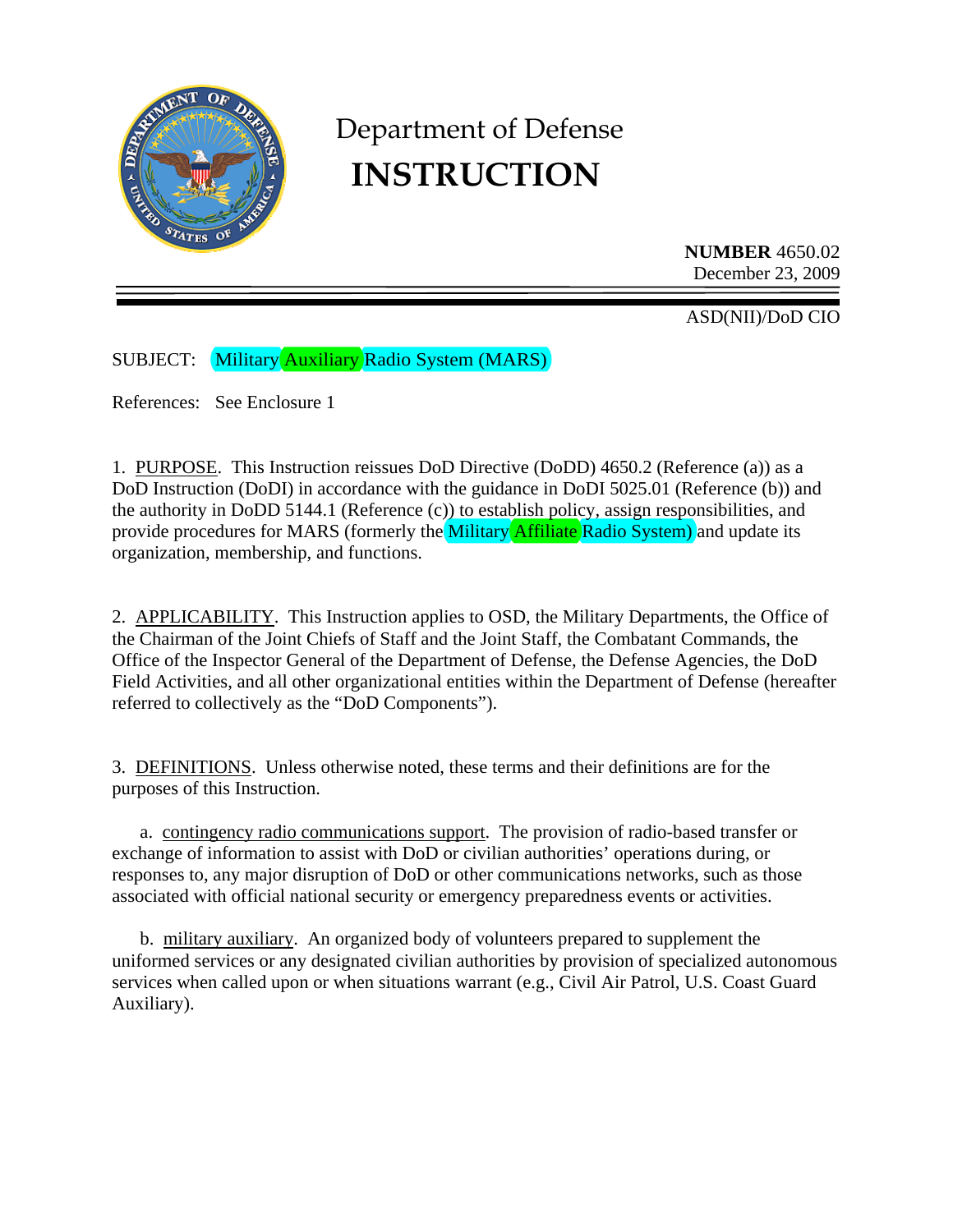# Department of Defense
# INSTRUCTION

**NUMBER** 4650.02
December 23, 2009

ASD(NII)/DoD CIO

SUBJECT: Military Auxiliary Radio System (MARS)

References: See Enclosure 1

1. PURPOSE. This Instruction reissues DoD Directive (DoDD) 4650.2 (Reference (a)) as a DoD Instruction (DoDI) in accordance with the guidance in DoDI 5025.01 (Reference (b)) and the authority in DoDD 5144.1 (Reference (c)) to establish policy, assign responsibilities, and provide procedures for MARS (formerly the Military Affiliate Radio System) and update its organization, membership, and functions.

2. APPLICABILITY. This Instruction applies to OSD, the Military Departments, the Office of the Chairman of the Joint Chiefs of Staff and the Joint Staff, the Combatant Commands, the Office of the Inspector General of the Department of Defense, the Defense Agencies, the DoD Field Activities, and all other organizational entities within the Department of Defense (hereafter referred to collectively as the "DoD Components").

3. DEFINITIONS. Unless otherwise noted, these terms and their definitions are for the purposes of this Instruction.

a. contingency radio communications support. The provision of radio-based transfer or exchange of information to assist with DoD or civilian authorities' operations during, or responses to, any major disruption of DoD or other communications networks, such as those associated with official national security or emergency preparedness events or activities.

b. military auxiliary. An organized body of volunteers prepared to supplement the uniformed services or any designated civilian authorities by provision of specialized autonomous services when called upon or when situations warrant (e.g., Civil Air Patrol, U.S. Coast Guard Auxiliary).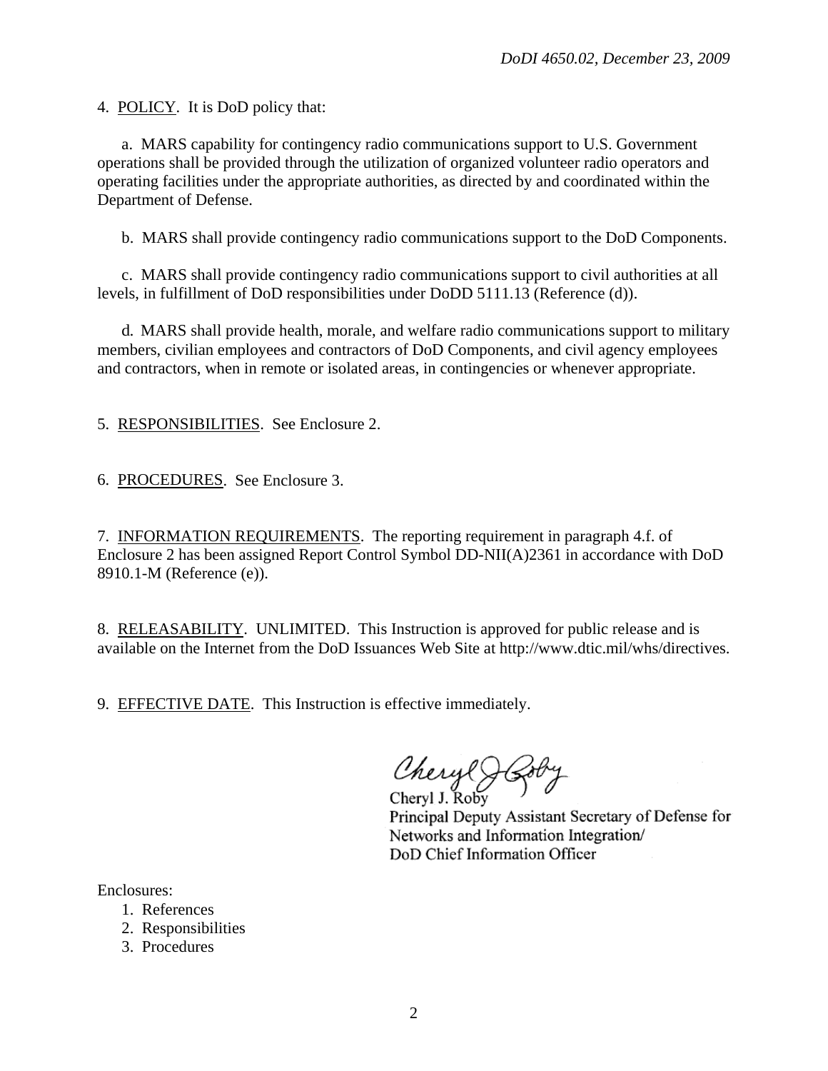4. <u>POLICY</u>. It is DoD policy that:

a. MARS capability for contingency radio communications support to U.S. Government operations shall be provided through the utilization of organized volunteer radio operators and operating facilities under the appropriate authorities, as directed by and coordinated within the Department of Defense.

b. MARS shall provide contingency radio communications support to the DoD Components.

c. MARS shall provide contingency radio communications support to civil authorities at all levels, in fulfillment of DoD responsibilities under DoDD 5111.13 (Reference (d)).

d. MARS shall provide health, morale, and welfare radio communications support to military members, civilian employees and contractors of DoD Components, and civil agency employees and contractors, when in remote or isolated areas, in contingencies or whenever appropriate.

5. <u>RESPONSIBILITIES</u>. See Enclosure 2.

6. <u>PROCEDURES</u>. See Enclosure 3.

7. <u>INFORMATION REQUIREMENTS</u>. The reporting requirement in paragraph 4.f. of Enclosure 2 has been assigned Report Control Symbol DD-NII(A)2361 in accordance with DoD 8910.1-M (Reference (e)).

8. <u>RELEASABILITY</u>. UNLIMITED. This Instruction is approved for public release and is available on the Internet from the DoD Issuances Web Site at http://www.dtic.mil/whs/directives.

9. <u>EFFECTIVE DATE</u>. This Instruction is effective immediately.

Cheryl J. Roby
Principal Deputy Assistant Secretary of Defense for
Networks and Information Integration/
DoD Chief Information Officer

Enclosures:
1. References
2. Responsibilities
3. Procedures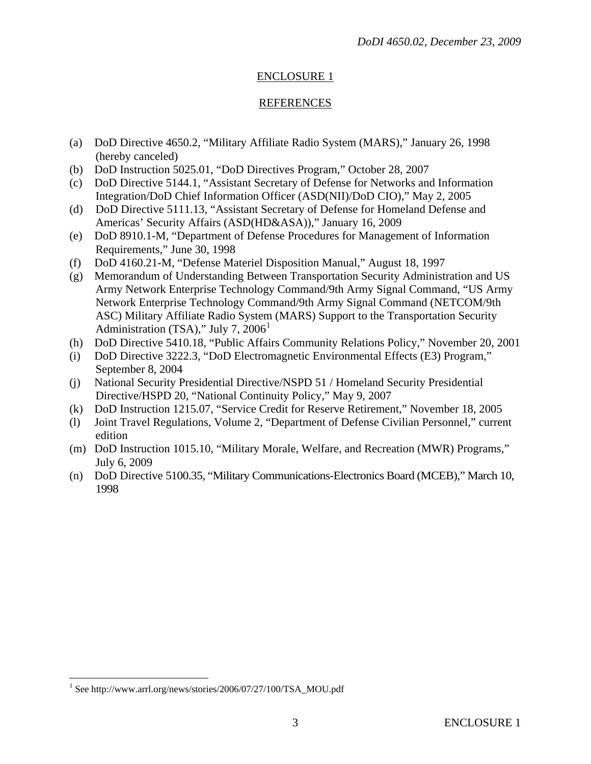## ENCLOSURE 1

## REFERENCES

(a) DoD Directive 4650.2, "Military Affiliate Radio System (MARS)," January 26, 1998 (hereby canceled)
(b) DoD Instruction 5025.01, "DoD Directives Program," October 28, 2007
(c) DoD Directive 5144.1, "Assistant Secretary of Defense for Networks and Information Integration/DoD Chief Information Officer (ASD(NII)/DoD CIO)," May 2, 2005
(d) DoD Directive 5111.13, "Assistant Secretary of Defense for Homeland Defense and Americas' Security Affairs (ASD(HD&ASA))," January 16, 2009
(e) DoD 8910.1-M, "Department of Defense Procedures for Management of Information Requirements," June 30, 1998
(f) DoD 4160.21-M, "Defense Materiel Disposition Manual," August 18, 1997
(g) Memorandum of Understanding Between Transportation Security Administration and US Army Network Enterprise Technology Command/9th Army Signal Command, "US Army Network Enterprise Technology Command/9th Army Signal Command (NETCOM/9th ASC) Military Affiliate Radio System (MARS) Support to the Transportation Security Administration (TSA)," July 7, 2006[1]
(h) DoD Directive 5410.18, "Public Affairs Community Relations Policy," November 20, 2001
(i) DoD Directive 3222.3, "DoD Electromagnetic Environmental Effects (E3) Program," September 8, 2004
(j) National Security Presidential Directive/NSPD 51 / Homeland Security Presidential Directive/HSPD 20, "National Continuity Policy," May 9, 2007
(k) DoD Instruction 1215.07, "Service Credit for Reserve Retirement," November 18, 2005
(l) Joint Travel Regulations, Volume 2, "Department of Defense Civilian Personnel," current edition
(m) DoD Instruction 1015.10, "Military Morale, Welfare, and Recreation (MWR) Programs," July 6, 2009
(n) DoD Directive 5100.35, "Military Communications-Electronics Board (MCEB)," March 10, 1998

---

[1] See http://www.arrl.org/news/stories/2006/07/27/100/TSA_MOU.pdf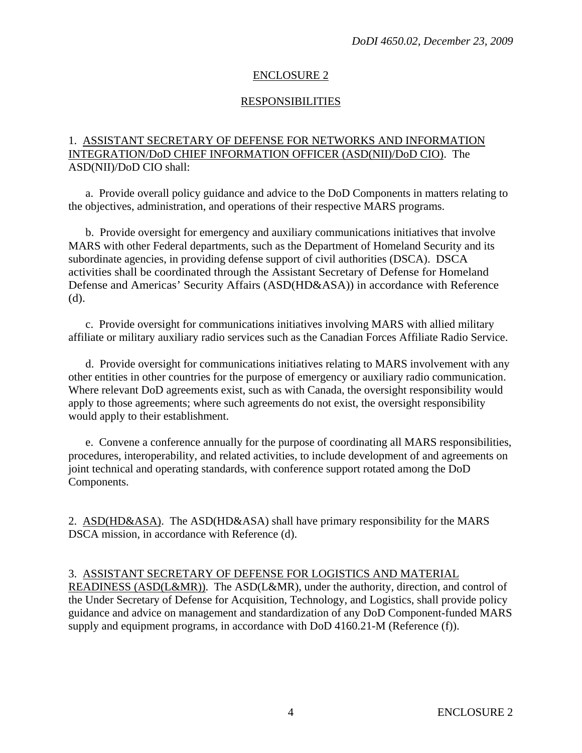## ENCLOSURE 2

## RESPONSIBILITIES

1. ASSISTANT SECRETARY OF DEFENSE FOR NETWORKS AND INFORMATION INTEGRATION/DoD CHIEF INFORMATION OFFICER (ASD(NII)/DoD CIO). The ASD(NII)/DoD CIO shall:

a. Provide overall policy guidance and advice to the DoD Components in matters relating to the objectives, administration, and operations of their respective MARS programs.

b. Provide oversight for emergency and auxiliary communications initiatives that involve MARS with other Federal departments, such as the Department of Homeland Security and its subordinate agencies, in providing defense support of civil authorities (DSCA). DSCA activities shall be coordinated through the Assistant Secretary of Defense for Homeland Defense and Americas' Security Affairs (ASD(HD&ASA)) in accordance with Reference (d).

c. Provide oversight for communications initiatives involving MARS with allied military affiliate or military auxiliary radio services such as the Canadian Forces Affiliate Radio Service.

d. Provide oversight for communications initiatives relating to MARS involvement with any other entities in other countries for the purpose of emergency or auxiliary radio communication. Where relevant DoD agreements exist, such as with Canada, the oversight responsibility would apply to those agreements; where such agreements do not exist, the oversight responsibility would apply to their establishment.

e. Convene a conference annually for the purpose of coordinating all MARS responsibilities, procedures, interoperability, and related activities, to include development of and agreements on joint technical and operating standards, with conference support rotated among the DoD Components.

2. ASD(HD&ASA). The ASD(HD&ASA) shall have primary responsibility for the MARS DSCA mission, in accordance with Reference (d).

3. ASSISTANT SECRETARY OF DEFENSE FOR LOGISTICS AND MATERIAL READINESS (ASD(L&MR)). The ASD(L&MR), under the authority, direction, and control of the Under Secretary of Defense for Acquisition, Technology, and Logistics, shall provide policy guidance and advice on management and standardization of any DoD Component-funded MARS supply and equipment programs, in accordance with DoD 4160.21-M (Reference (f)).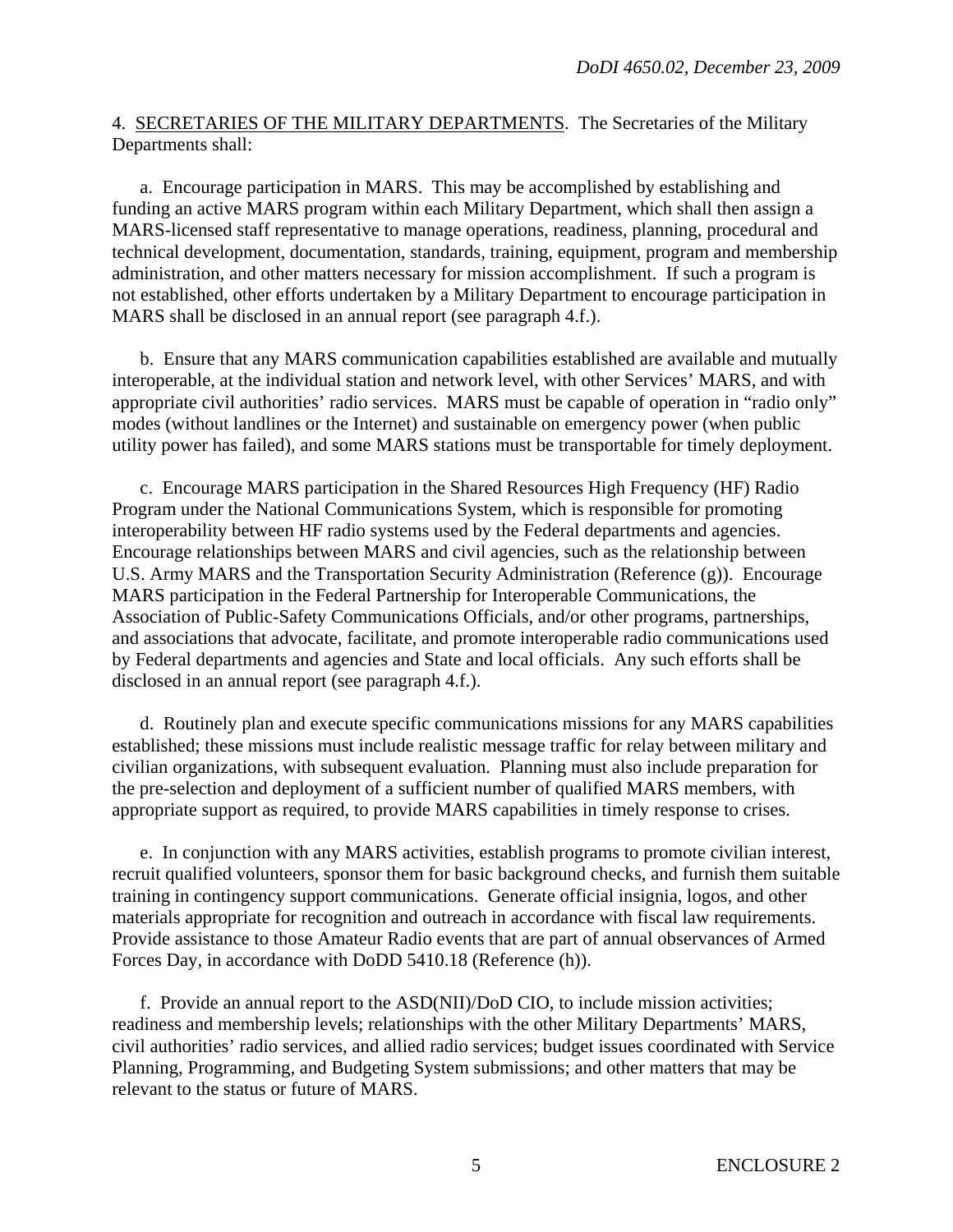4. SECRETARIES OF THE MILITARY DEPARTMENTS. The Secretaries of the Military Departments shall:

a. Encourage participation in MARS. This may be accomplished by establishing and funding an active MARS program within each Military Department, which shall then assign a MARS-licensed staff representative to manage operations, readiness, planning, procedural and technical development, documentation, standards, training, equipment, program and membership administration, and other matters necessary for mission accomplishment. If such a program is not established, other efforts undertaken by a Military Department to encourage participation in MARS shall be disclosed in an annual report (see paragraph 4.f.).

b. Ensure that any MARS communication capabilities established are available and mutually interoperable, at the individual station and network level, with other Services' MARS, and with appropriate civil authorities' radio services. MARS must be capable of operation in "radio only" modes (without landlines or the Internet) and sustainable on emergency power (when public utility power has failed), and some MARS stations must be transportable for timely deployment.

c. Encourage MARS participation in the Shared Resources High Frequency (HF) Radio Program under the National Communications System, which is responsible for promoting interoperability between HF radio systems used by the Federal departments and agencies. Encourage relationships between MARS and civil agencies, such as the relationship between U.S. Army MARS and the Transportation Security Administration (Reference (g)). Encourage MARS participation in the Federal Partnership for Interoperable Communications, the Association of Public-Safety Communications Officials, and/or other programs, partnerships, and associations that advocate, facilitate, and promote interoperable radio communications used by Federal departments and agencies and State and local officials. Any such efforts shall be disclosed in an annual report (see paragraph 4.f.).

d. Routinely plan and execute specific communications missions for any MARS capabilities established; these missions must include realistic message traffic for relay between military and civilian organizations, with subsequent evaluation. Planning must also include preparation for the pre-selection and deployment of a sufficient number of qualified MARS members, with appropriate support as required, to provide MARS capabilities in timely response to crises.

e. In conjunction with any MARS activities, establish programs to promote civilian interest, recruit qualified volunteers, sponsor them for basic background checks, and furnish them suitable training in contingency support communications. Generate official insignia, logos, and other materials appropriate for recognition and outreach in accordance with fiscal law requirements. Provide assistance to those Amateur Radio events that are part of annual observances of Armed Forces Day, in accordance with DoDD 5410.18 (Reference (h)).

f. Provide an annual report to the ASD(NII)/DoD CIO, to include mission activities; readiness and membership levels; relationships with the other Military Departments' MARS, civil authorities' radio services, and allied radio services; budget issues coordinated with Service Planning, Programming, and Budgeting System submissions; and other matters that may be relevant to the status or future of MARS.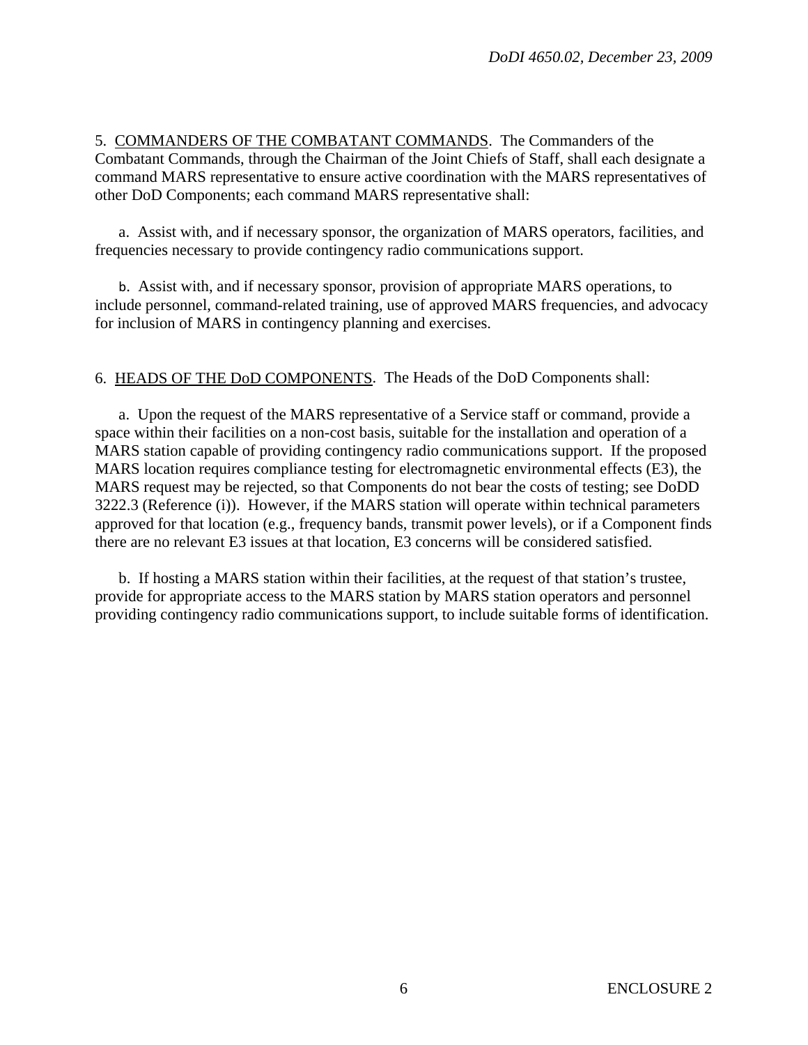5. COMMANDERS OF THE COMBATANT COMMANDS. The Commanders of the Combatant Commands, through the Chairman of the Joint Chiefs of Staff, shall each designate a command MARS representative to ensure active coordination with the MARS representatives of other DoD Components; each command MARS representative shall:

a. Assist with, and if necessary sponsor, the organization of MARS operators, facilities, and frequencies necessary to provide contingency radio communications support.

b. Assist with, and if necessary sponsor, provision of appropriate MARS operations, to include personnel, command-related training, use of approved MARS frequencies, and advocacy for inclusion of MARS in contingency planning and exercises.

6. HEADS OF THE DoD COMPONENTS. The Heads of the DoD Components shall:

a. Upon the request of the MARS representative of a Service staff or command, provide a space within their facilities on a non-cost basis, suitable for the installation and operation of a MARS station capable of providing contingency radio communications support. If the proposed MARS location requires compliance testing for electromagnetic environmental effects (E3), the MARS request may be rejected, so that Components do not bear the costs of testing; see DoDD 3222.3 (Reference (i)). However, if the MARS station will operate within technical parameters approved for that location (e.g., frequency bands, transmit power levels), or if a Component finds there are no relevant E3 issues at that location, E3 concerns will be considered satisfied.

b. If hosting a MARS station within their facilities, at the request of that station's trustee, provide for appropriate access to the MARS station by MARS station operators and personnel providing contingency radio communications support, to include suitable forms of identification.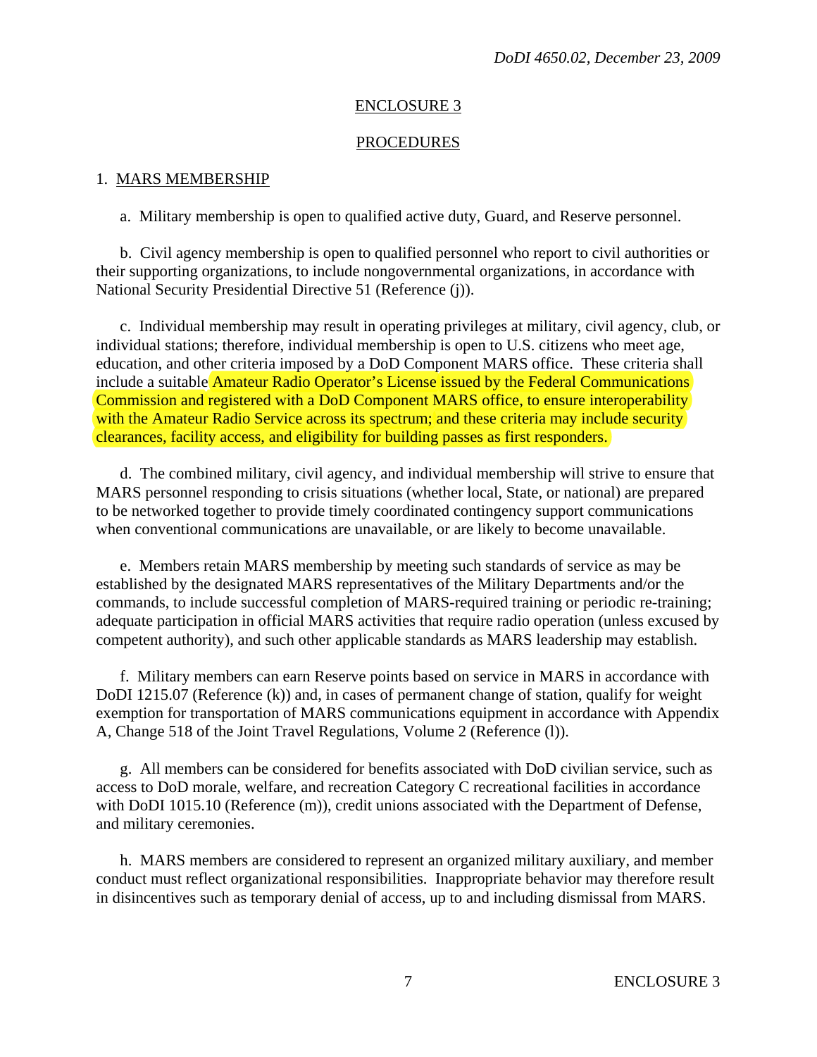## ENCLOSURE 3

## PROCEDURES

1. MARS MEMBERSHIP

a. Military membership is open to qualified active duty, Guard, and Reserve personnel.

b. Civil agency membership is open to qualified personnel who report to civil authorities or their supporting organizations, to include nongovernmental organizations, in accordance with National Security Presidential Directive 51 (Reference (j)).

c. Individual membership may result in operating privileges at military, civil agency, club, or individual stations; therefore, individual membership is open to U.S. citizens who meet age, education, and other criteria imposed by a DoD Component MARS office. These criteria shall include a suitable Amateur Radio Operator's License issued by the Federal Communications Commission and registered with a DoD Component MARS office, to ensure interoperability with the Amateur Radio Service across its spectrum; and these criteria may include security clearances, facility access, and eligibility for building passes as first responders.

d. The combined military, civil agency, and individual membership will strive to ensure that MARS personnel responding to crisis situations (whether local, State, or national) are prepared to be networked together to provide timely coordinated contingency support communications when conventional communications are unavailable, or are likely to become unavailable.

e. Members retain MARS membership by meeting such standards of service as may be established by the designated MARS representatives of the Military Departments and/or the commands, to include successful completion of MARS-required training or periodic re-training; adequate participation in official MARS activities that require radio operation (unless excused by competent authority), and such other applicable standards as MARS leadership may establish.

f. Military members can earn Reserve points based on service in MARS in accordance with DoDI 1215.07 (Reference (k)) and, in cases of permanent change of station, qualify for weight exemption for transportation of MARS communications equipment in accordance with Appendix A, Change 518 of the Joint Travel Regulations, Volume 2 (Reference (l)).

g. All members can be considered for benefits associated with DoD civilian service, such as access to DoD morale, welfare, and recreation Category C recreational facilities in accordance with DoDI 1015.10 (Reference (m)), credit unions associated with the Department of Defense, and military ceremonies.

h. MARS members are considered to represent an organized military auxiliary, and member conduct must reflect organizational responsibilities. Inappropriate behavior may therefore result in disincentives such as temporary denial of access, up to and including dismissal from MARS.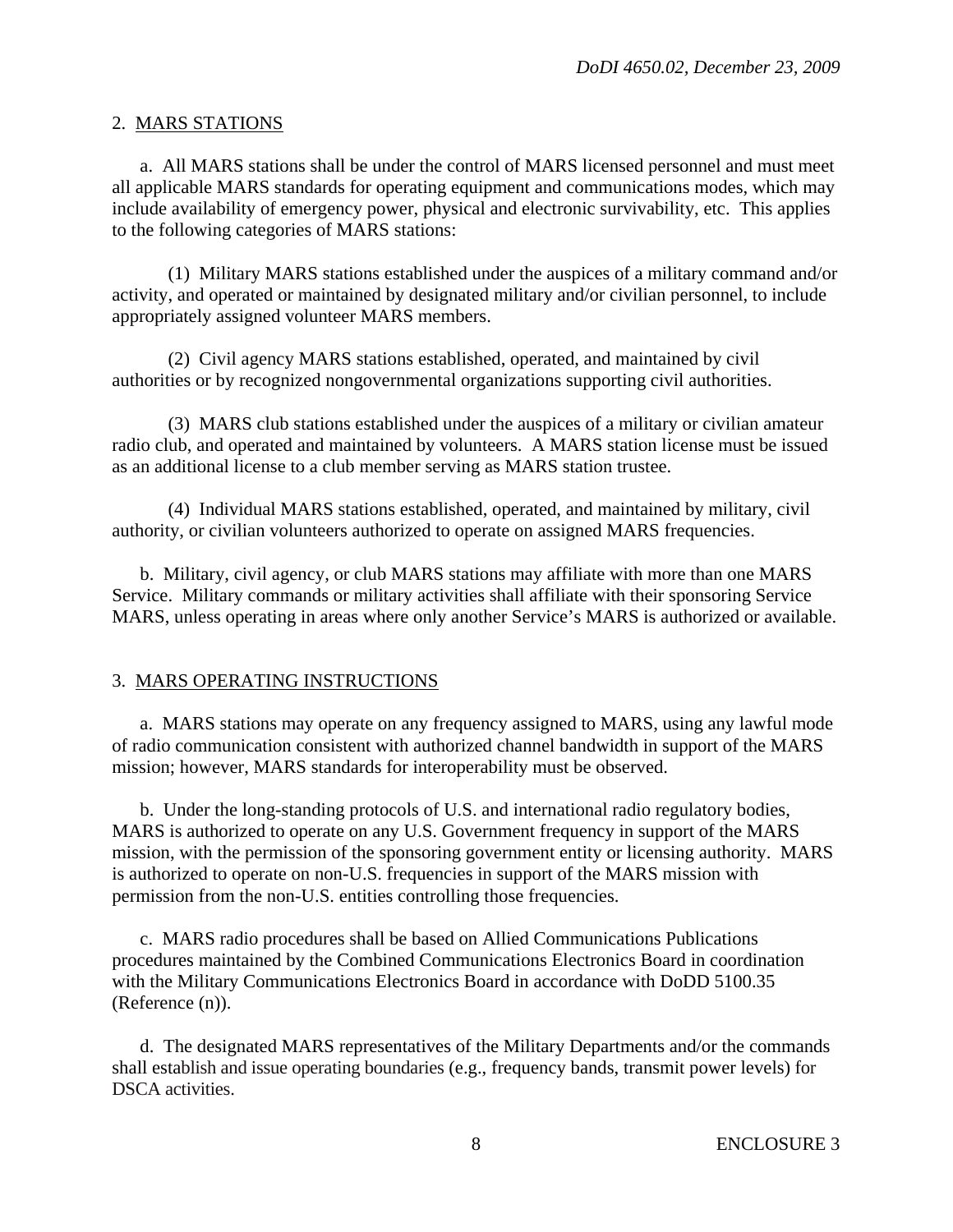## 2. MARS STATIONS

a. All MARS stations shall be under the control of MARS licensed personnel and must meet all applicable MARS standards for operating equipment and communications modes, which may include availability of emergency power, physical and electronic survivability, etc. This applies to the following categories of MARS stations:

(1) Military MARS stations established under the auspices of a military command and/or activity, and operated or maintained by designated military and/or civilian personnel, to include appropriately assigned volunteer MARS members.

(2) Civil agency MARS stations established, operated, and maintained by civil authorities or by recognized nongovernmental organizations supporting civil authorities.

(3) MARS club stations established under the auspices of a military or civilian amateur radio club, and operated and maintained by volunteers. A MARS station license must be issued as an additional license to a club member serving as MARS station trustee.

(4) Individual MARS stations established, operated, and maintained by military, civil authority, or civilian volunteers authorized to operate on assigned MARS frequencies.

b. Military, civil agency, or club MARS stations may affiliate with more than one MARS Service. Military commands or military activities shall affiliate with their sponsoring Service MARS, unless operating in areas where only another Service's MARS is authorized or available.

## 3. MARS OPERATING INSTRUCTIONS

a. MARS stations may operate on any frequency assigned to MARS, using any lawful mode of radio communication consistent with authorized channel bandwidth in support of the MARS mission; however, MARS standards for interoperability must be observed.

b. Under the long-standing protocols of U.S. and international radio regulatory bodies, MARS is authorized to operate on any U.S. Government frequency in support of the MARS mission, with the permission of the sponsoring government entity or licensing authority. MARS is authorized to operate on non-U.S. frequencies in support of the MARS mission with permission from the non-U.S. entities controlling those frequencies.

c. MARS radio procedures shall be based on Allied Communications Publications procedures maintained by the Combined Communications Electronics Board in coordination with the Military Communications Electronics Board in accordance with DoDD 5100.35 (Reference (n)).

d. The designated MARS representatives of the Military Departments and/or the commands shall establish and issue operating boundaries (e.g., frequency bands, transmit power levels) for DSCA activities.